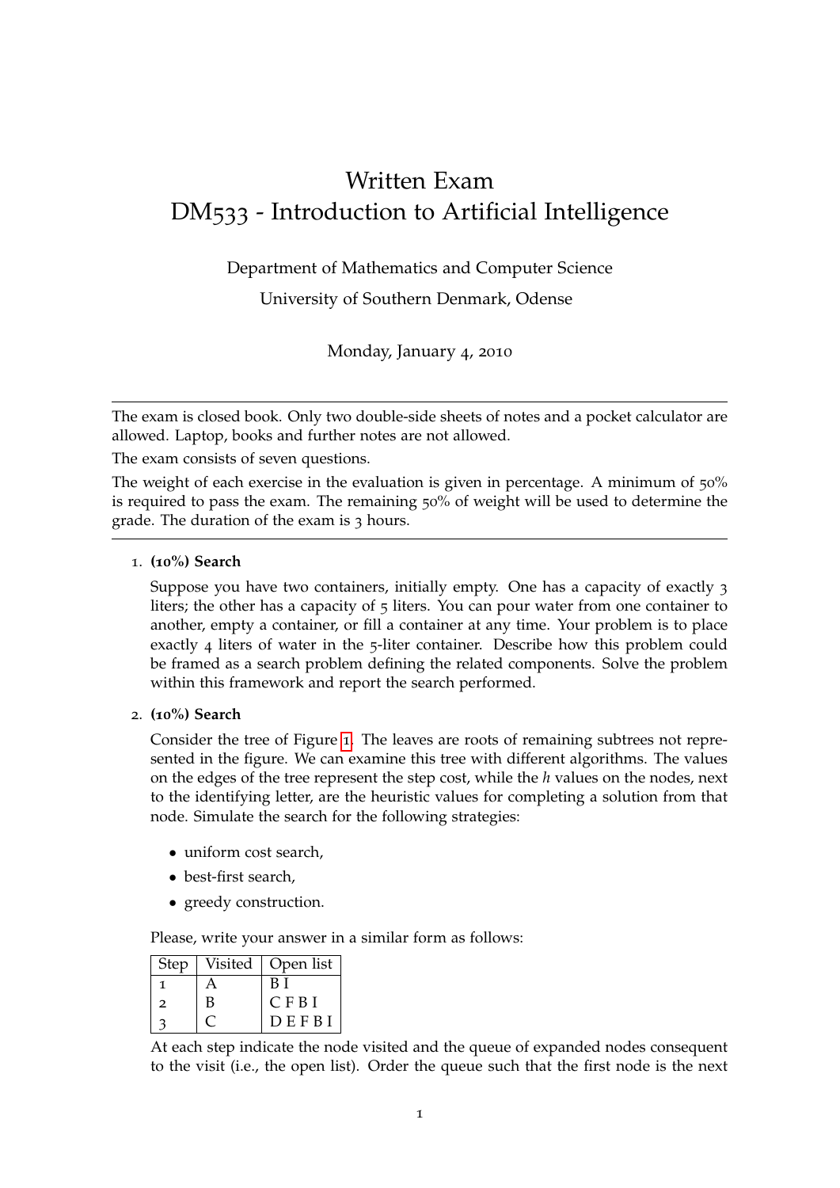# Written Exam
# DM533 - Introduction to Artificial Intelligence

Department of Mathematics and Computer Science

University of Southern Denmark, Odense

Monday, January 4, 2010

---

The exam is closed book. Only two double-side sheets of notes and a pocket calculator are allowed. Laptop, books and further notes are not allowed.

The exam consists of seven questions.

The weight of each exercise in the evaluation is given in percentage. A minimum of 50% is required to pass the exam. The remaining 50% of weight will be used to determine the grade. The duration of the exam is 3 hours.

---

1. **(10%) Search**

   Suppose you have two containers, initially empty. One has a capacity of exactly 3 liters; the other has a capacity of 5 liters. You can pour water from one container to another, empty a container, or fill a container at any time. Your problem is to place exactly 4 liters of water in the 5-liter container. Describe how this problem could be framed as a search problem defining the related components. Solve the problem within this framework and report the search performed.

2. **(10%) Search**

   Consider the tree of Figure 1. The leaves are roots of remaining subtrees not represented in the figure. We can examine this tree with different algorithms. The values on the edges of the tree represent the step cost, while the *h* values on the nodes, next to the identifying letter, are the heuristic values for completing a solution from that node. Simulate the search for the following strategies:

   - uniform cost search,
   - best-first search,
   - greedy construction.

   Please, write your answer in a similar form as follows:

   | Step | Visited | Open list |
   |---|---|---|
   | 1 | A | B I |
   | 2 | B | C F B I |
   | 3 | C | D E F B I |

   At each step indicate the node visited and the queue of expanded nodes consequent to the visit (i.e., the open list). Order the queue such that the first node is the next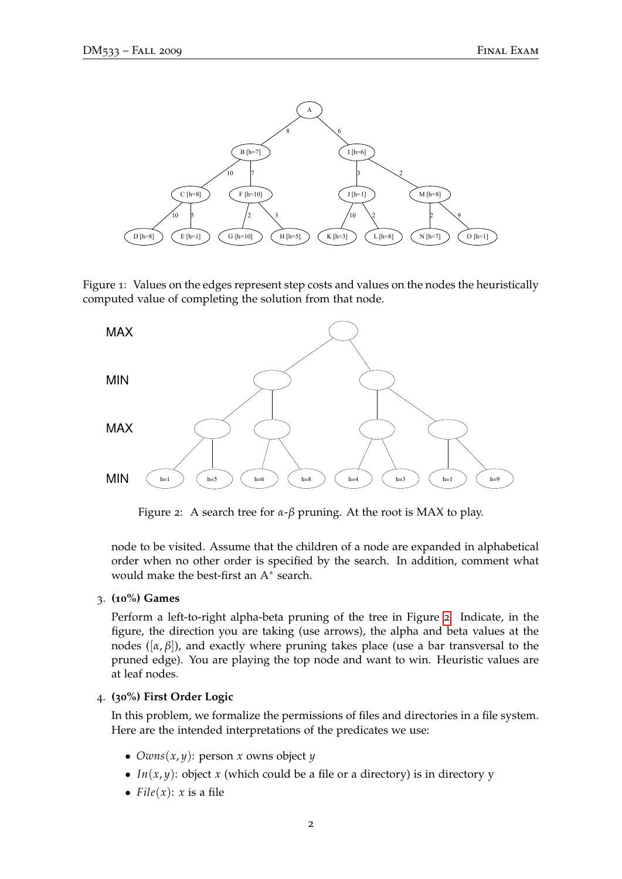Figure 1: Values on the edges represent step costs and values on the nodes the heuristically computed value of completing the solution from that node.

Figure 2: A search tree for $\alpha$-$\beta$ pruning. At the root is MAX to play.

node to be visited. Assume that the children of a node are expanded in alphabetical order when no other order is specified by the search. In addition, comment what would make the best-first an A* search.

3. **(10%) Games**

   Perform a left-to-right alpha-beta pruning of the tree in Figure 2. Indicate, in the figure, the direction you are taking (use arrows), the alpha and beta values at the nodes ($[\alpha, \beta]$), and exactly where pruning takes place (use a bar transversal to the pruned edge). You are playing the top node and want to win. Heuristic values are at leaf nodes.

4. **(30%) First Order Logic**

   In this problem, we formalize the permissions of files and directories in a file system. Here are the intended interpretations of the predicates we use:

   - $Owns(x, y)$: person $x$ owns object $y$
   - $In(x, y)$: object $x$ (which could be a file or a directory) is in directory y
   - $File(x)$: $x$ is a file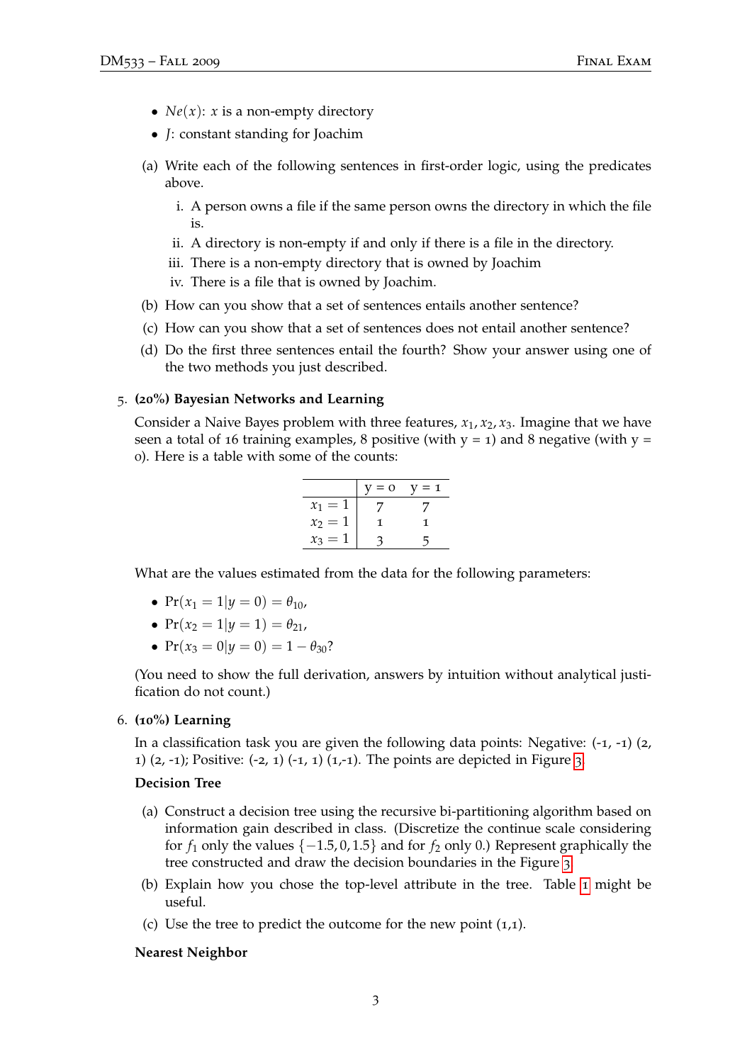- $Ne(x)$: $x$ is a non-empty directory
- $J$: constant standing for Joachim

(a) Write each of the following sentences in first-order logic, using the predicates above.

   i. A person owns a file if the same person owns the directory in which the file is.

   ii. A directory is non-empty if and only if there is a file in the directory.

   iii. There is a non-empty directory that is owned by Joachim

   iv. There is a file that is owned by Joachim.

(b) How can you show that a set of sentences entails another sentence?

(c) How can you show that a set of sentences does not entail another sentence?

(d) Do the first three sentences entail the fourth? Show your answer using one of the two methods you just described.

5. **(20%) Bayesian Networks and Learning**

Consider a Naive Bayes problem with three features, $x_1, x_2, x_3$. Imagine that we have seen a total of 16 training examples, 8 positive (with y = 1) and 8 negative (with y = 0). Here is a table with some of the counts:

| | y = 0 | y = 1 |
|---|---|---|
| $x_1 = 1$ | 7 | 7 |
| $x_2 = 1$ | 1 | 1 |
| $x_3 = 1$ | 3 | 5 |

What are the values estimated from the data for the following parameters:

- $\Pr(x_1 = 1|y = 0) = \theta_{10}$,
- $\Pr(x_2 = 1|y = 1) = \theta_{21}$,
- $\Pr(x_3 = 0|y = 0) = 1 - \theta_{30}$?

(You need to show the full derivation, answers by intuition without analytical justification do not count.)

6. **(10%) Learning**

In a classification task you are given the following data points: Negative: (-1, -1) (2, 1) (2, -1); Positive: (-2, 1) (-1, 1) (1,-1). The points are depicted in Figure 3.

**Decision Tree**

(a) Construct a decision tree using the recursive bi-partitioning algorithm based on information gain described in class. (Discretize the continue scale considering for $f_1$ only the values $\{-1.5, 0, 1.5\}$ and for $f_2$ only 0.) Represent graphically the tree constructed and draw the decision boundaries in the Figure 3.

(b) Explain how you chose the top-level attribute in the tree. Table 1 might be useful.

(c) Use the tree to predict the outcome for the new point (1,1).

**Nearest Neighbor**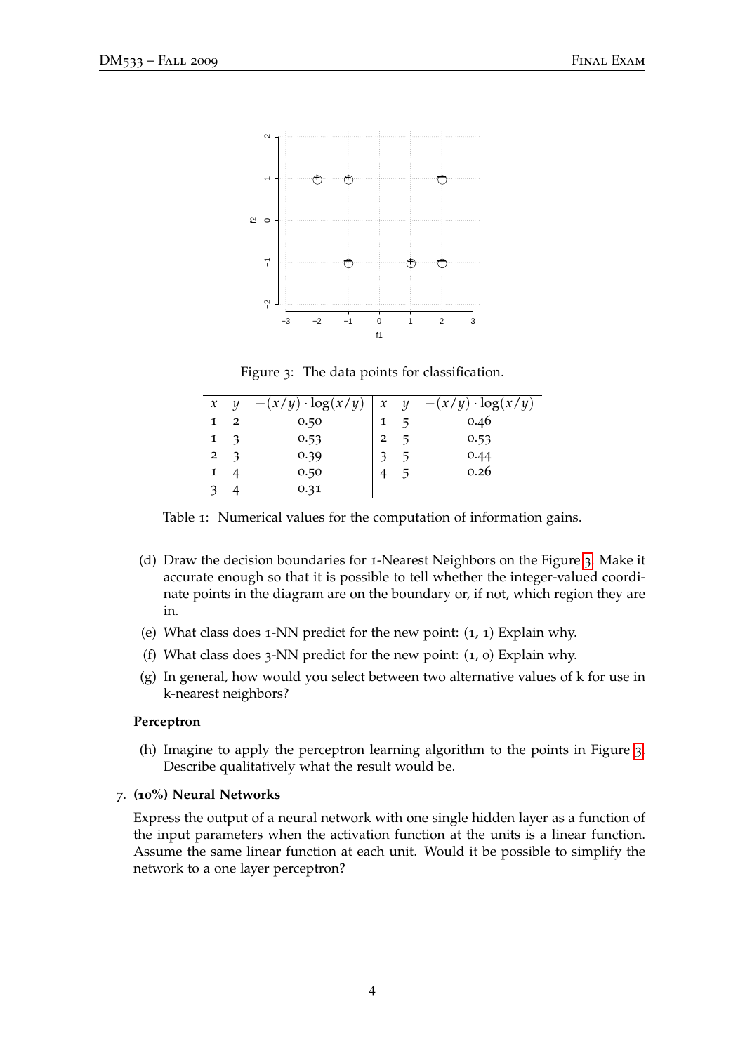f2
2
1
0
−1
−2
−3 −2 −1 0 1 2 3
f1

Figure 3: The data points for classification.

| $x$ | $y$ | $-(x/y) \cdot \log(x/y)$ | $x$ | $y$ | $-(x/y) \cdot \log(x/y)$ |
|---|---|---|---|---|---|
| 1 | 2 | 0.50 | 1 | 5 | 0.46 |
| 1 | 3 | 0.53 | 2 | 5 | 0.53 |
| 2 | 3 | 0.39 | 3 | 5 | 0.44 |
| 1 | 4 | 0.50 | 4 | 5 | 0.26 |
| 3 | 4 | 0.31 | | | |

Table 1: Numerical values for the computation of information gains.

(d) Draw the decision boundaries for 1-Nearest Neighbors on the Figure 3. Make it accurate enough so that it is possible to tell whether the integer-valued coordinate points in the diagram are on the boundary or, if not, which region they are in.

(e) What class does 1-NN predict for the new point: (1, 1) Explain why.

(f) What class does 3-NN predict for the new point: (1, 0) Explain why.

(g) In general, how would you select between two alternative values of k for use in k-nearest neighbors?

**Perceptron**

(h) Imagine to apply the perceptron learning algorithm to the points in Figure 3. Describe qualitatively what the result would be.

7. **(10%) Neural Networks**

Express the output of a neural network with one single hidden layer as a function of the input parameters when the activation function at the units is a linear function. Assume the same linear function at each unit. Would it be possible to simplify the network to a one layer perceptron?